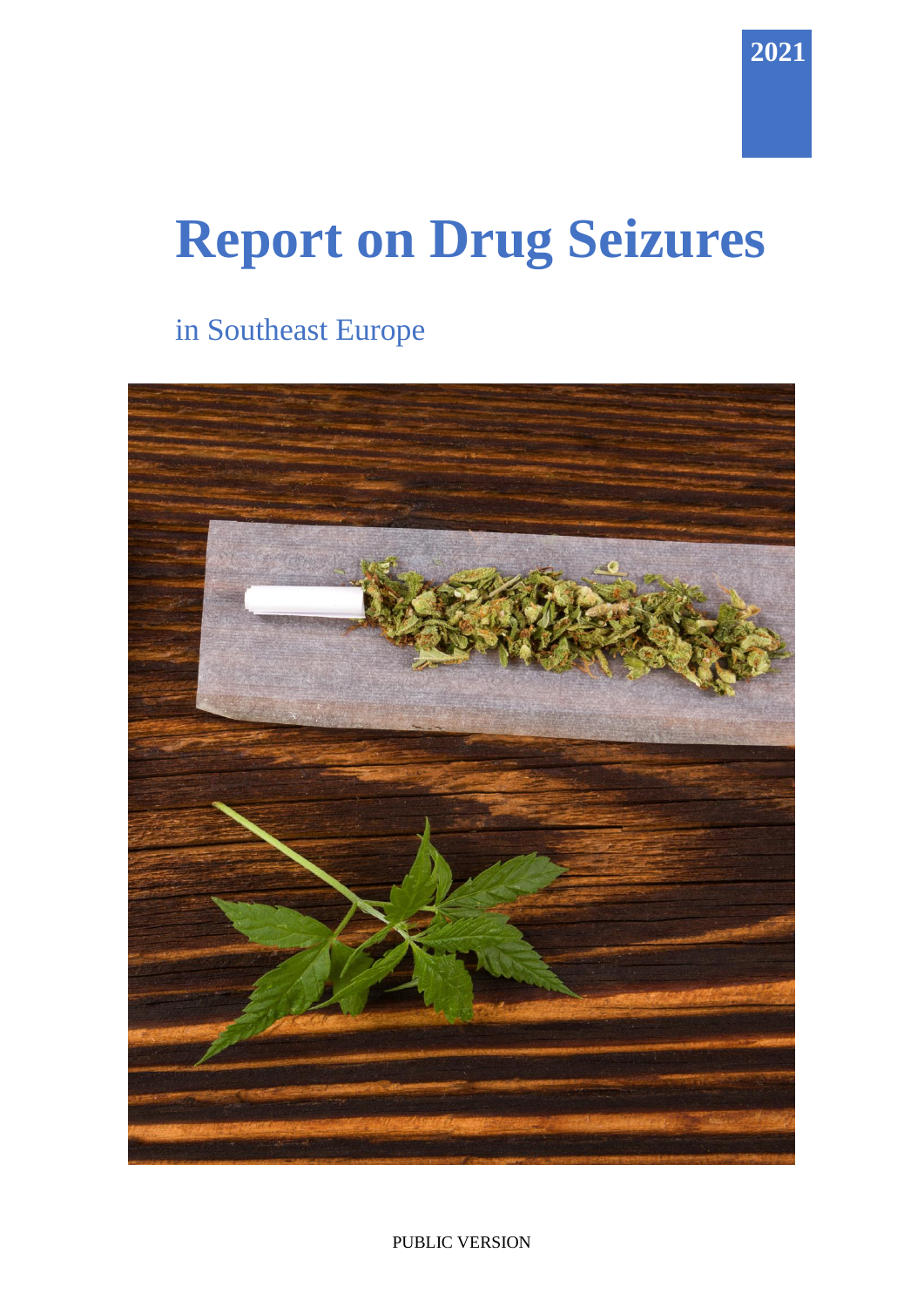2021

# Report on Drug Seizures

in Southeast Europe

PUBLIC VERSION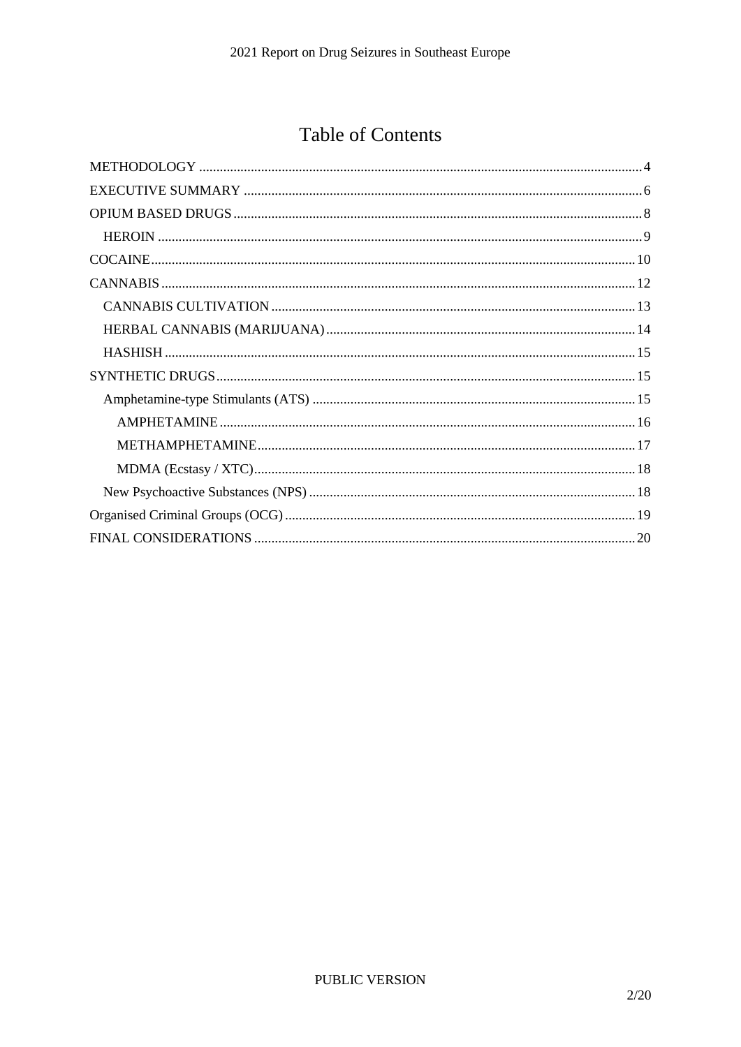# Table of Contents

- METHODOLOGY ........ 4
- EXECUTIVE SUMMARY ........ 6
- OPIUM BASED DRUGS ........ 8
  - HEROIN ........ 9
- COCAINE ........ 10
- CANNABIS ........ 12
  - CANNABIS CULTIVATION ........ 13
  - HERBAL CANNABIS (MARIJUANA) ........ 14
  - HASHISH ........ 15
- SYNTHETIC DRUGS ........ 15
  - Amphetamine-type Stimulants (ATS) ........ 15
    - AMPHETAMINE ........ 16
    - METHAMPHETAMINE ........ 17
    - MDMA (Ecstasy / XTC) ........ 18
  - New Psychoactive Substances (NPS) ........ 18
- Organised Criminal Groups (OCG) ........ 19
- FINAL CONSIDERATIONS ........ 20

PUBLIC VERSION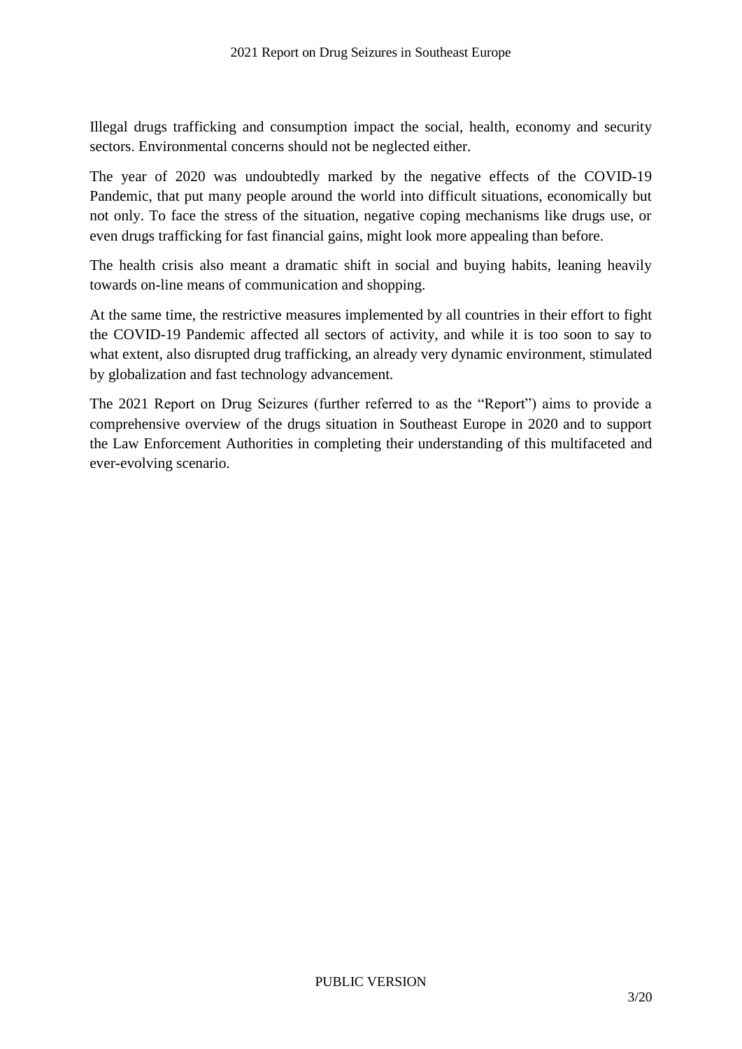Illegal drugs trafficking and consumption impact the social, health, economy and security sectors. Environmental concerns should not be neglected either.

The year of 2020 was undoubtedly marked by the negative effects of the COVID-19 Pandemic, that put many people around the world into difficult situations, economically but not only. To face the stress of the situation, negative coping mechanisms like drugs use, or even drugs trafficking for fast financial gains, might look more appealing than before.

The health crisis also meant a dramatic shift in social and buying habits, leaning heavily towards on-line means of communication and shopping.

At the same time, the restrictive measures implemented by all countries in their effort to fight the COVID-19 Pandemic affected all sectors of activity, and while it is too soon to say to what extent, also disrupted drug trafficking, an already very dynamic environment, stimulated by globalization and fast technology advancement.

The 2021 Report on Drug Seizures (further referred to as the "Report") aims to provide a comprehensive overview of the drugs situation in Southeast Europe in 2020 and to support the Law Enforcement Authorities in completing their understanding of this multifaceted and ever-evolving scenario.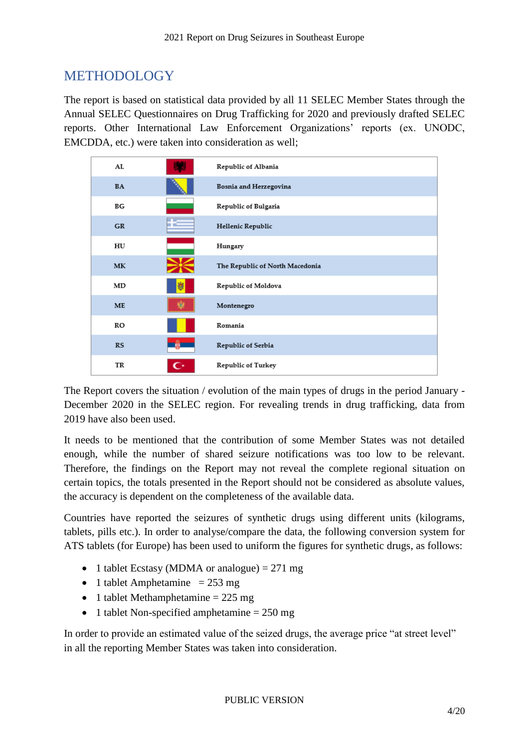# METHODOLOGY

The report is based on statistical data provided by all 11 SELEC Member States through the Annual SELEC Questionnaires on Drug Trafficking for 2020 and previously drafted SELEC reports. Other International Law Enforcement Organizations' reports (ex. UNODC, EMCDDA, etc.) were taken into consideration as well;

| | | |
|---|---|---|
| AL | | Republic of Albania |
| BA | | Bosnia and Herzegovina |
| BG | | Republic of Bulgaria |
| GR | | Hellenic Republic |
| HU | | Hungary |
| MK | | The Republic of North Macedonia |
| MD | | Republic of Moldova |
| ME | | Montenegro |
| RO | | Romania |
| RS | | Republic of Serbia |
| TR | | Republic of Turkey |

The Report covers the situation / evolution of the main types of drugs in the period January - December 2020 in the SELEC region. For revealing trends in drug trafficking, data from 2019 have also been used.

It needs to be mentioned that the contribution of some Member States was not detailed enough, while the number of shared seizure notifications was too low to be relevant. Therefore, the findings on the Report may not reveal the complete regional situation on certain topics, the totals presented in the Report should not be considered as absolute values, the accuracy is dependent on the completeness of the available data.

Countries have reported the seizures of synthetic drugs using different units (kilograms, tablets, pills etc.). In order to analyse/compare the data, the following conversion system for ATS tablets (for Europe) has been used to uniform the figures for synthetic drugs, as follows:

- 1 tablet Ecstasy (MDMA or analogue) = 271 mg
- 1 tablet Amphetamine = 253 mg
- 1 tablet Methamphetamine = 225 mg
- 1 tablet Non-specified amphetamine = 250 mg

In order to provide an estimated value of the seized drugs, the average price "at street level" in all the reporting Member States was taken into consideration.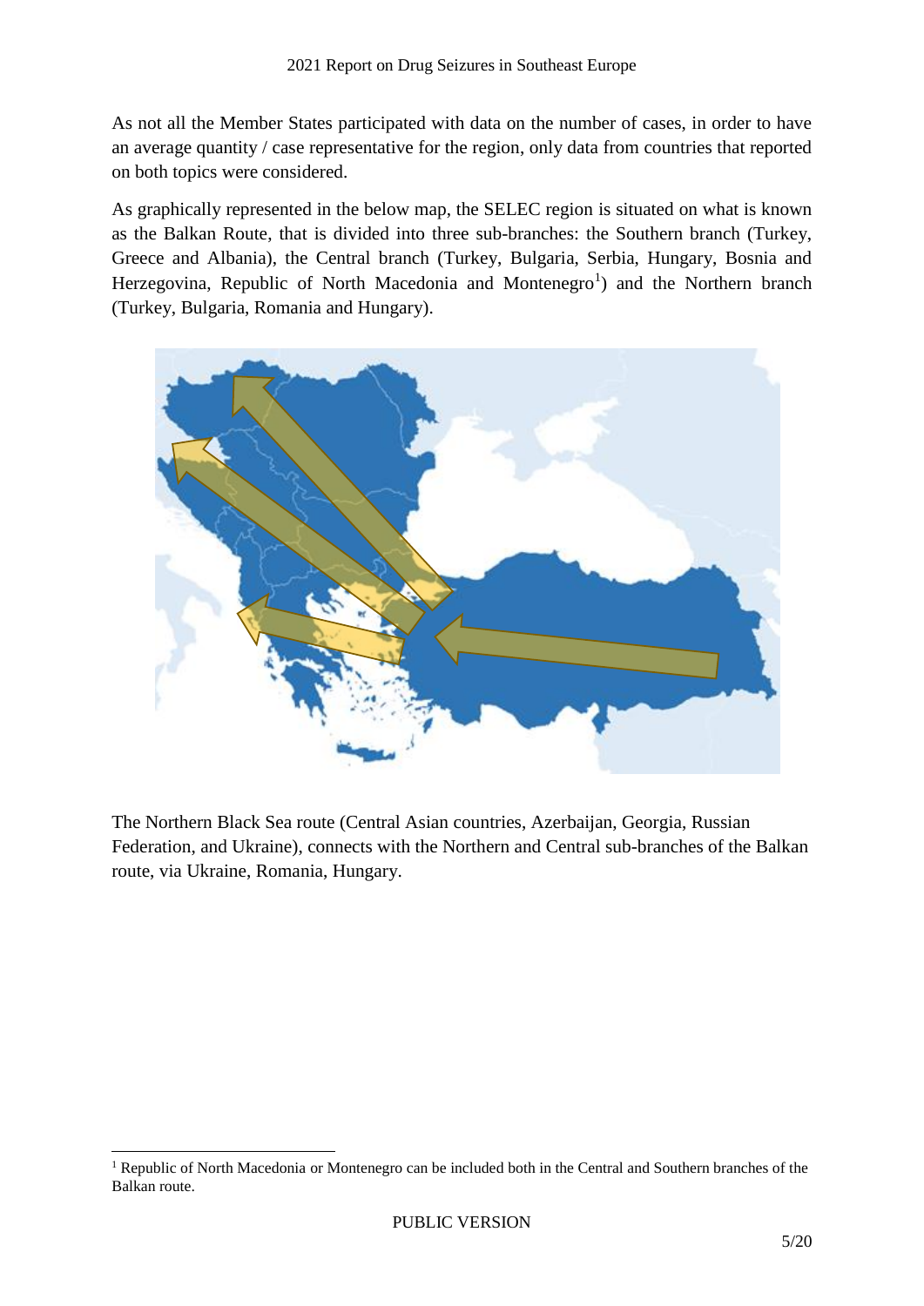As not all the Member States participated with data on the number of cases, in order to have an average quantity / case representative for the region, only data from countries that reported on both topics were considered.

As graphically represented in the below map, the SELEC region is situated on what is known as the Balkan Route, that is divided into three sub-branches: the Southern branch (Turkey, Greece and Albania), the Central branch (Turkey, Bulgaria, Serbia, Hungary, Bosnia and Herzegovina, Republic of North Macedonia and Montenegro[1]) and the Northern branch (Turkey, Bulgaria, Romania and Hungary).

The Northern Black Sea route (Central Asian countries, Azerbaijan, Georgia, Russian Federation, and Ukraine), connects with the Northern and Central sub-branches of the Balkan route, via Ukraine, Romania, Hungary.

[1] Republic of North Macedonia or Montenegro can be included both in the Central and Southern branches of the Balkan route.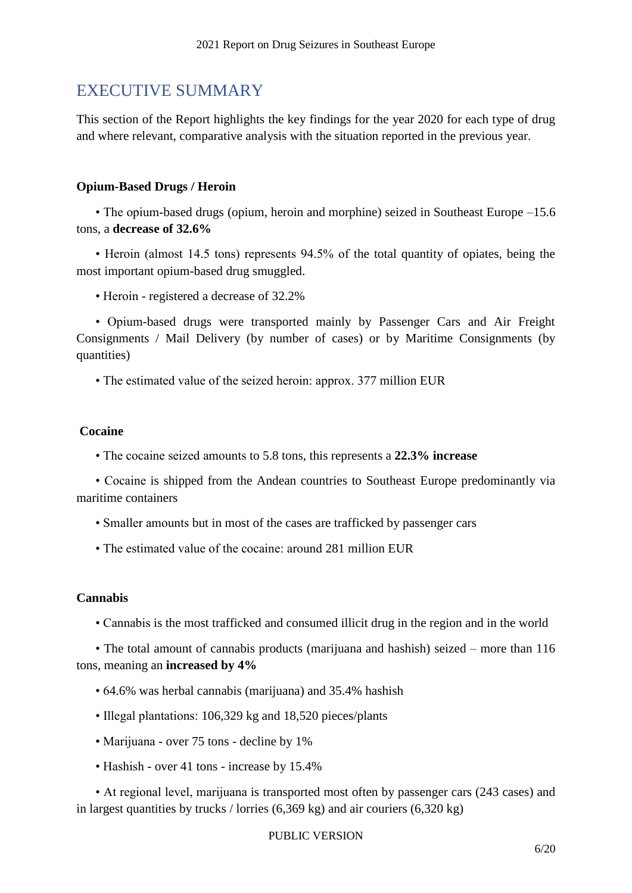# EXECUTIVE SUMMARY

This section of the Report highlights the key findings for the year 2020 for each type of drug and where relevant, comparative analysis with the situation reported in the previous year.

**Opium-Based Drugs / Heroin**

• The opium-based drugs (opium, heroin and morphine) seized in Southeast Europe –15.6 tons, a **decrease of 32.6%**

• Heroin (almost 14.5 tons) represents 94.5% of the total quantity of opiates, being the most important opium-based drug smuggled.

• Heroin - registered a decrease of 32.2%

• Opium-based drugs were transported mainly by Passenger Cars and Air Freight Consignments / Mail Delivery (by number of cases) or by Maritime Consignments (by quantities)

• The estimated value of the seized heroin: approx. 377 million EUR

**Cocaine**

• The cocaine seized amounts to 5.8 tons, this represents a **22.3% increase**

• Cocaine is shipped from the Andean countries to Southeast Europe predominantly via maritime containers

• Smaller amounts but in most of the cases are trafficked by passenger cars

• The estimated value of the cocaine: around 281 million EUR

**Cannabis**

• Cannabis is the most trafficked and consumed illicit drug in the region and in the world

• The total amount of cannabis products (marijuana and hashish) seized – more than 116 tons, meaning an **increased by 4%**

• 64.6% was herbal cannabis (marijuana) and 35.4% hashish

• Illegal plantations: 106,329 kg and 18,520 pieces/plants

• Marijuana - over 75 tons - decline by 1%

• Hashish - over 41 tons - increase by 15.4%

• At regional level, marijuana is transported most often by passenger cars (243 cases) and in largest quantities by trucks / lorries (6,369 kg) and air couriers (6,320 kg)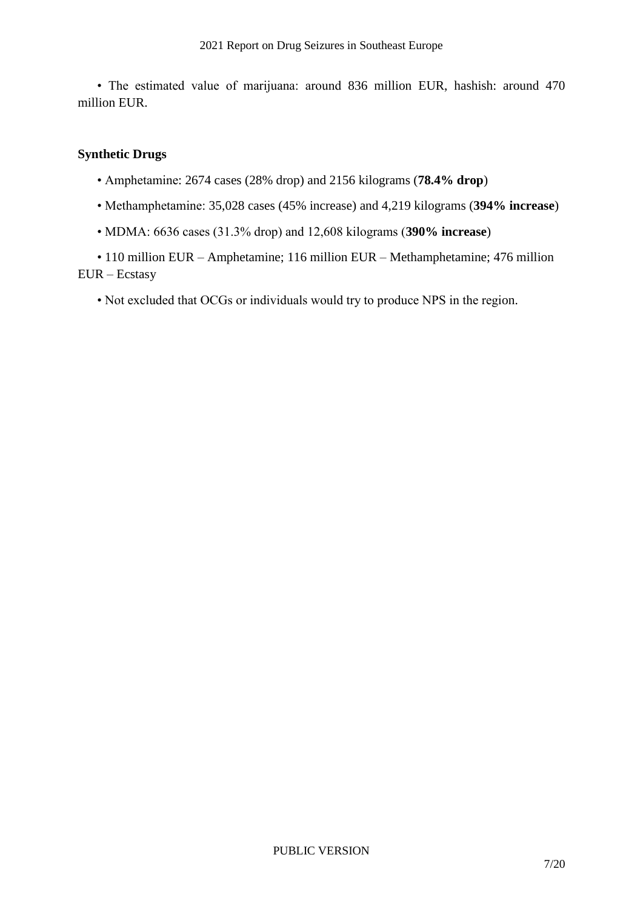• The estimated value of marijuana: around 836 million EUR, hashish: around 470 million EUR.

**Synthetic Drugs**

• Amphetamine: 2674 cases (28% drop) and 2156 kilograms (**78.4% drop**)

• Methamphetamine: 35,028 cases (45% increase) and 4,219 kilograms (**394% increase**)

• MDMA: 6636 cases (31.3% drop) and 12,608 kilograms (**390% increase**)

• 110 million EUR – Amphetamine; 116 million EUR – Methamphetamine; 476 million EUR – Ecstasy

• Not excluded that OCGs or individuals would try to produce NPS in the region.

PUBLIC VERSION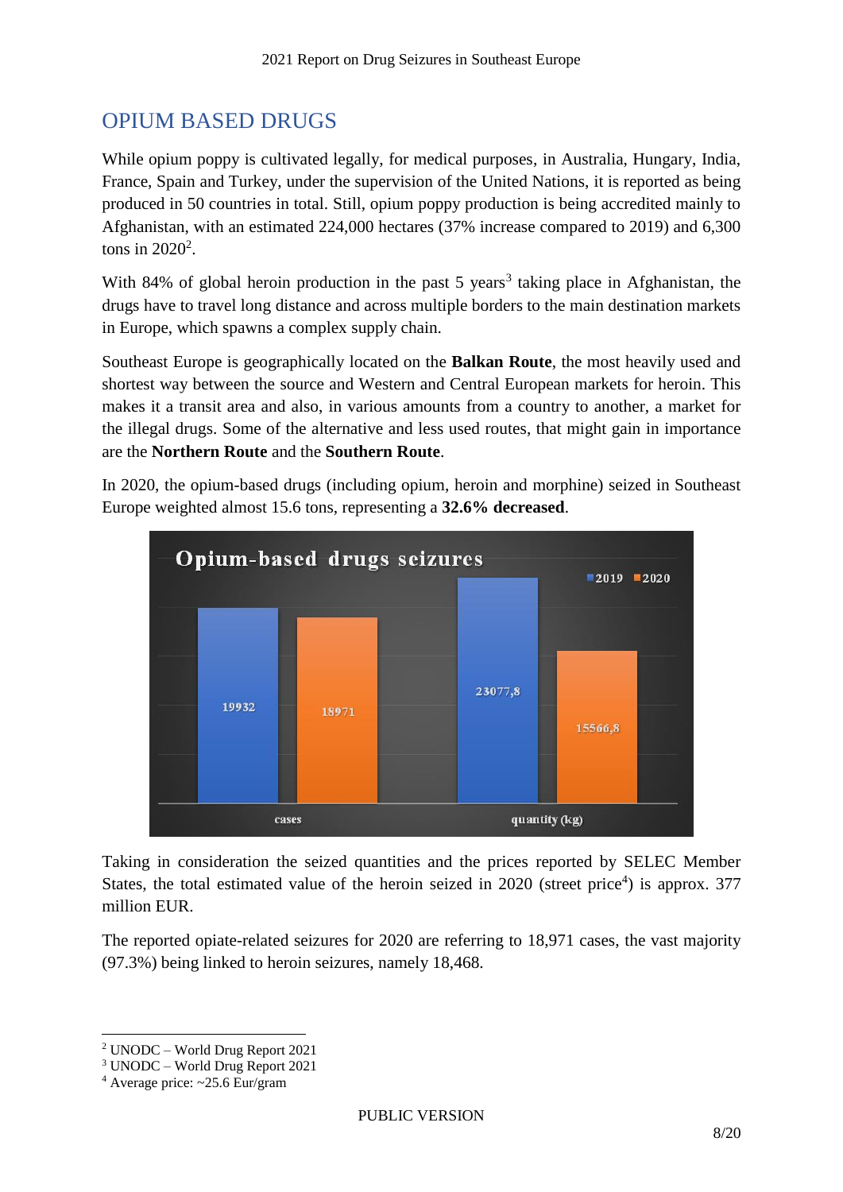# OPIUM BASED DRUGS

While opium poppy is cultivated legally, for medical purposes, in Australia, Hungary, India, France, Spain and Turkey, under the supervision of the United Nations, it is reported as being produced in 50 countries in total. Still, opium poppy production is being accredited mainly to Afghanistan, with an estimated 224,000 hectares (37% increase compared to 2019) and 6,300 tons in 2020[2].

With 84% of global heroin production in the past 5 years[3] taking place in Afghanistan, the drugs have to travel long distance and across multiple borders to the main destination markets in Europe, which spawns a complex supply chain.

Southeast Europe is geographically located on the **Balkan Route**, the most heavily used and shortest way between the source and Western and Central European markets for heroin. This makes it a transit area and also, in various amounts from a country to another, a market for the illegal drugs. Some of the alternative and less used routes, that might gain in importance are the **Northern Route** and the **Southern Route**.

In 2020, the opium-based drugs (including opium, heroin and morphine) seized in Southeast Europe weighted almost 15.6 tons, representing a **32.6% decreased**.

**Opium-based drugs seizures**

| | 2019 | 2020 |
|---|---|---|
| cases | 19932 | 18971 |
| quantity (kg) | 23077,8 | 15566,8 |

Taking in consideration the seized quantities and the prices reported by SELEC Member States, the total estimated value of the heroin seized in 2020 (street price[4]) is approx. 377 million EUR.

The reported opiate-related seizures for 2020 are referring to 18,971 cases, the vast majority (97.3%) being linked to heroin seizures, namely 18,468.

---

[2] UNODC – World Drug Report 2021

[3] UNODC – World Drug Report 2021

[4] Average price: ~25.6 Eur/gram

PUBLIC VERSION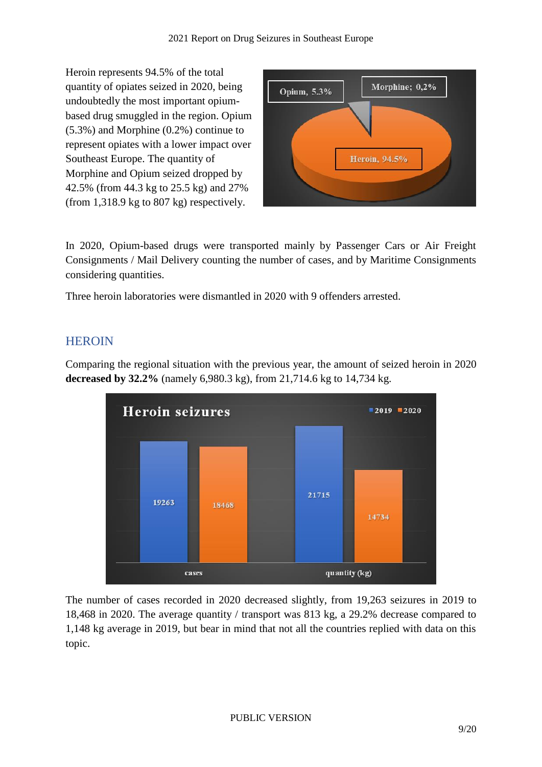Heroin represents 94.5% of the total quantity of opiates seized in 2020, being undoubtedly the most important opium-based drug smuggled in the region. Opium (5.3%) and Morphine (0.2%) continue to represent opiates with a lower impact over Southeast Europe. The quantity of Morphine and Opium seized dropped by 42.5% (from 44.3 kg to 25.5 kg) and 27% (from 1,318.9 kg to 807 kg) respectively.

In 2020, Opium-based drugs were transported mainly by Passenger Cars or Air Freight Consignments / Mail Delivery counting the number of cases, and by Maritime Consignments considering quantities.

Three heroin laboratories were dismantled in 2020 with 9 offenders arrested.

## HEROIN

Comparing the regional situation with the previous year, the amount of seized heroin in 2020 **decreased by 32.2%** (namely 6,980.3 kg), from 21,714.6 kg to 14,734 kg.

The number of cases recorded in 2020 decreased slightly, from 19,263 seizures in 2019 to 18,468 in 2020. The average quantity / transport was 813 kg, a 29.2% decrease compared to 1,148 kg average in 2019, but bear in mind that not all the countries replied with data on this topic.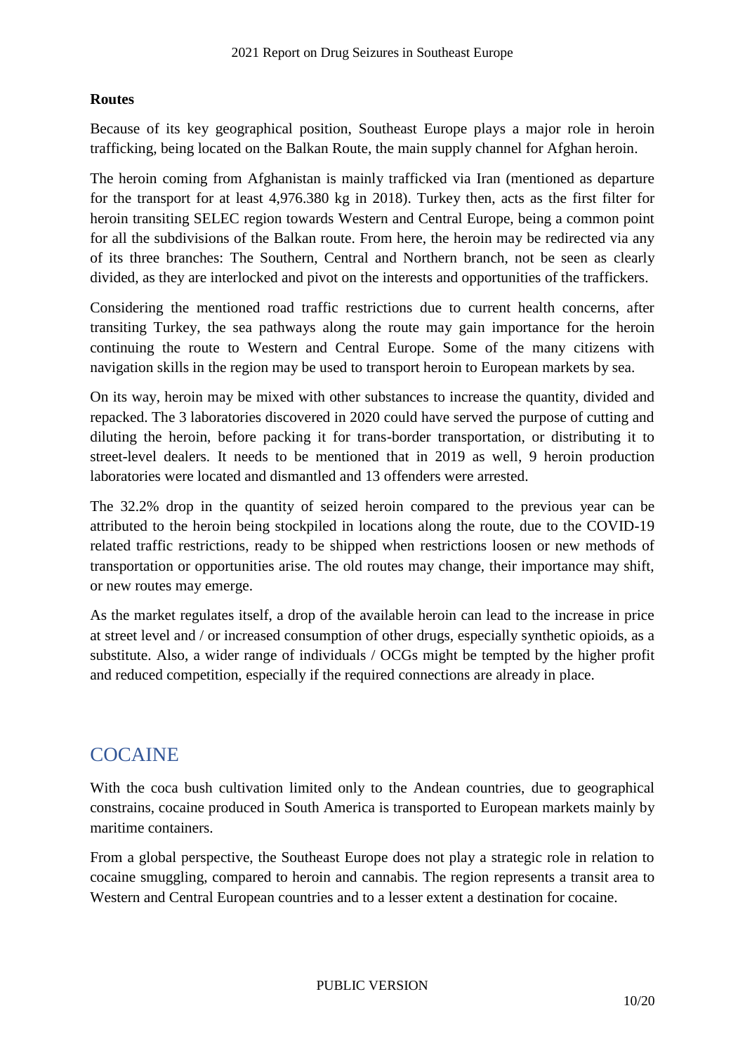**Routes**

Because of its key geographical position, Southeast Europe plays a major role in heroin trafficking, being located on the Balkan Route, the main supply channel for Afghan heroin.

The heroin coming from Afghanistan is mainly trafficked via Iran (mentioned as departure for the transport for at least 4,976.380 kg in 2018). Turkey then, acts as the first filter for heroin transiting SELEC region towards Western and Central Europe, being a common point for all the subdivisions of the Balkan route. From here, the heroin may be redirected via any of its three branches: The Southern, Central and Northern branch, not be seen as clearly divided, as they are interlocked and pivot on the interests and opportunities of the traffickers.

Considering the mentioned road traffic restrictions due to current health concerns, after transiting Turkey, the sea pathways along the route may gain importance for the heroin continuing the route to Western and Central Europe. Some of the many citizens with navigation skills in the region may be used to transport heroin to European markets by sea.

On its way, heroin may be mixed with other substances to increase the quantity, divided and repacked. The 3 laboratories discovered in 2020 could have served the purpose of cutting and diluting the heroin, before packing it for trans-border transportation, or distributing it to street-level dealers. It needs to be mentioned that in 2019 as well, 9 heroin production laboratories were located and dismantled and 13 offenders were arrested.

The 32.2% drop in the quantity of seized heroin compared to the previous year can be attributed to the heroin being stockpiled in locations along the route, due to the COVID-19 related traffic restrictions, ready to be shipped when restrictions loosen or new methods of transportation or opportunities arise. The old routes may change, their importance may shift, or new routes may emerge.

As the market regulates itself, a drop of the available heroin can lead to the increase in price at street level and / or increased consumption of other drugs, especially synthetic opioids, as a substitute. Also, a wider range of individuals / OCGs might be tempted by the higher profit and reduced competition, especially if the required connections are already in place.

## COCAINE

With the coca bush cultivation limited only to the Andean countries, due to geographical constrains, cocaine produced in South America is transported to European markets mainly by maritime containers.

From a global perspective, the Southeast Europe does not play a strategic role in relation to cocaine smuggling, compared to heroin and cannabis. The region represents a transit area to Western and Central European countries and to a lesser extent a destination for cocaine.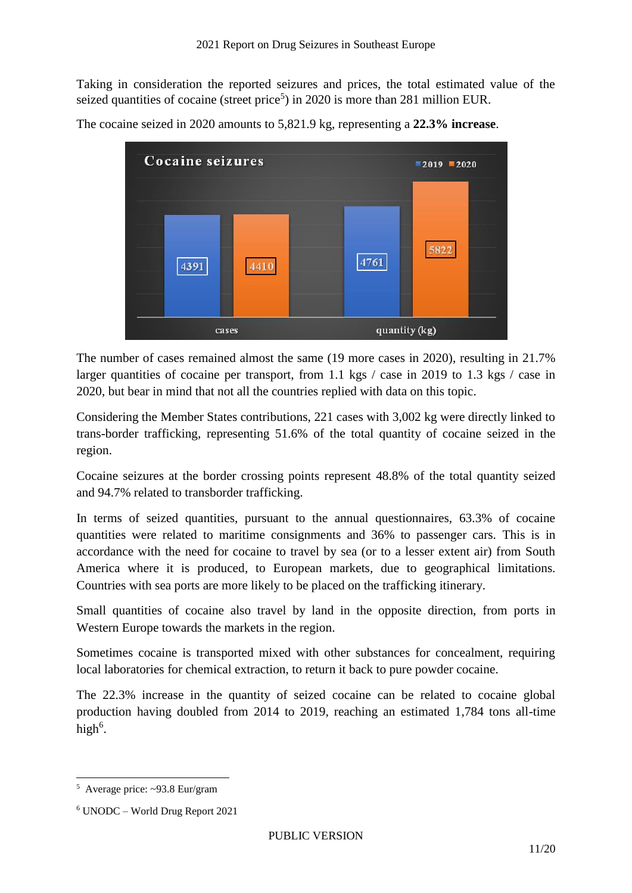Taking in consideration the reported seizures and prices, the total estimated value of the seized quantities of cocaine (street price[5]) in 2020 is more than 281 million EUR.

The cocaine seized in 2020 amounts to 5,821.9 kg, representing a **22.3% increase**.

| Cocaine seizures | 2019 | 2020 |
|---|---|---|
| cases | 4391 | 4410 |
| quantity (kg) | 4761 | 5822 |

The number of cases remained almost the same (19 more cases in 2020), resulting in 21.7% larger quantities of cocaine per transport, from 1.1 kgs / case in 2019 to 1.3 kgs / case in 2020, but bear in mind that not all the countries replied with data on this topic.

Considering the Member States contributions, 221 cases with 3,002 kg were directly linked to trans-border trafficking, representing 51.6% of the total quantity of cocaine seized in the region.

Cocaine seizures at the border crossing points represent 48.8% of the total quantity seized and 94.7% related to transborder trafficking.

In terms of seized quantities, pursuant to the annual questionnaires, 63.3% of cocaine quantities were related to maritime consignments and 36% to passenger cars. This is in accordance with the need for cocaine to travel by sea (or to a lesser extent air) from South America where it is produced, to European markets, due to geographical limitations. Countries with sea ports are more likely to be placed on the trafficking itinerary.

Small quantities of cocaine also travel by land in the opposite direction, from ports in Western Europe towards the markets in the region.

Sometimes cocaine is transported mixed with other substances for concealment, requiring local laboratories for chemical extraction, to return it back to pure powder cocaine.

The 22.3% increase in the quantity of seized cocaine can be related to cocaine global production having doubled from 2014 to 2019, reaching an estimated 1,784 tons all-time high[6].

---

[5] Average price: ~93.8 Eur/gram

[6] UNODC – World Drug Report 2021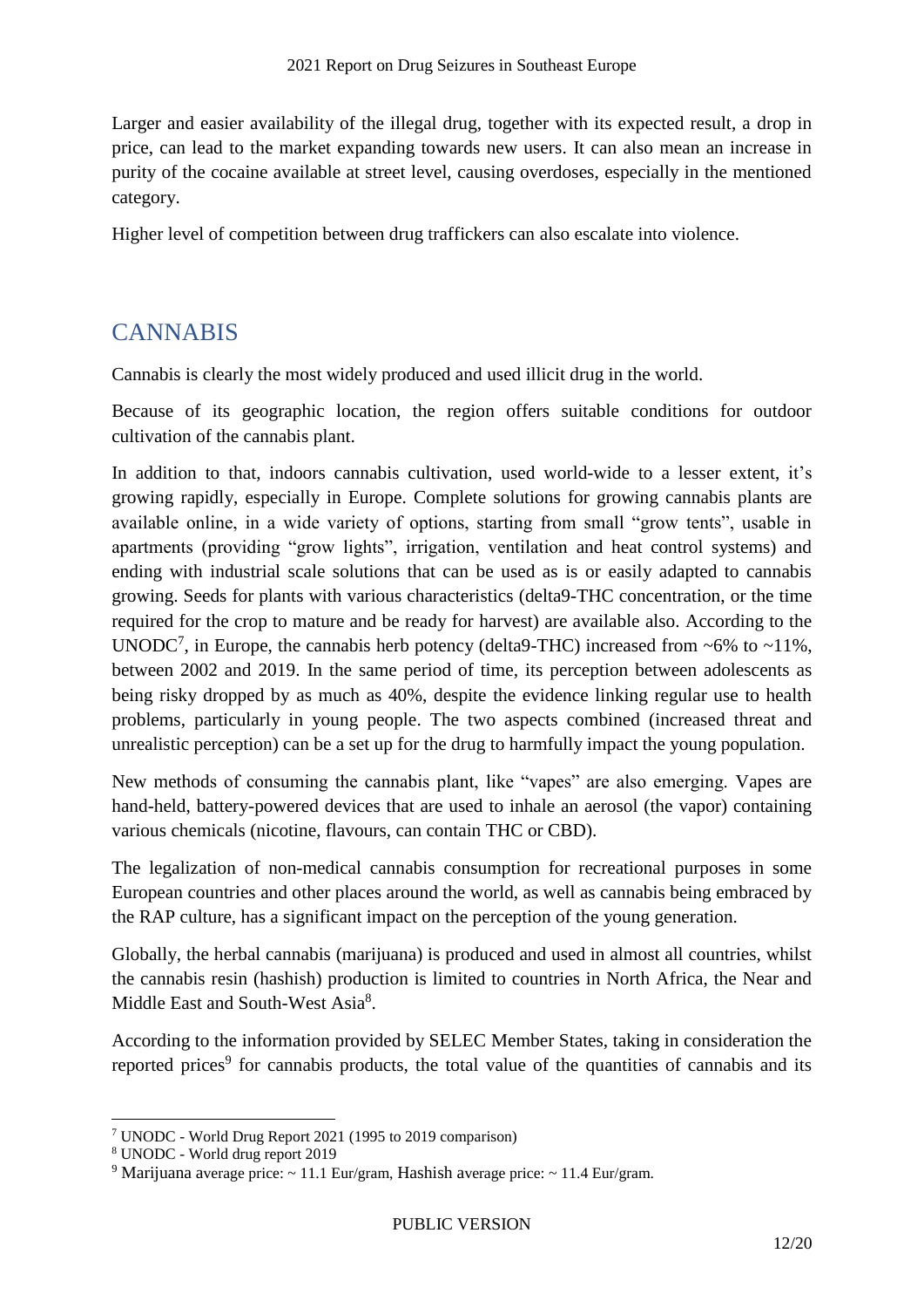Larger and easier availability of the illegal drug, together with its expected result, a drop in price, can lead to the market expanding towards new users. It can also mean an increase in purity of the cocaine available at street level, causing overdoses, especially in the mentioned category.

Higher level of competition between drug traffickers can also escalate into violence.

## CANNABIS

Cannabis is clearly the most widely produced and used illicit drug in the world.

Because of its geographic location, the region offers suitable conditions for outdoor cultivation of the cannabis plant.

In addition to that, indoors cannabis cultivation, used world-wide to a lesser extent, it's growing rapidly, especially in Europe. Complete solutions for growing cannabis plants are available online, in a wide variety of options, starting from small "grow tents", usable in apartments (providing "grow lights", irrigation, ventilation and heat control systems) and ending with industrial scale solutions that can be used as is or easily adapted to cannabis growing. Seeds for plants with various characteristics (delta9-THC concentration, or the time required for the crop to mature and be ready for harvest) are available also. According to the UNODC[7], in Europe, the cannabis herb potency (delta9-THC) increased from ~6% to ~11%, between 2002 and 2019. In the same period of time, its perception between adolescents as being risky dropped by as much as 40%, despite the evidence linking regular use to health problems, particularly in young people. The two aspects combined (increased threat and unrealistic perception) can be a set up for the drug to harmfully impact the young population.

New methods of consuming the cannabis plant, like "vapes" are also emerging. Vapes are hand-held, battery-powered devices that are used to inhale an aerosol (the vapor) containing various chemicals (nicotine, flavours, can contain THC or CBD).

The legalization of non-medical cannabis consumption for recreational purposes in some European countries and other places around the world, as well as cannabis being embraced by the RAP culture, has a significant impact on the perception of the young generation.

Globally, the herbal cannabis (marijuana) is produced and used in almost all countries, whilst the cannabis resin (hashish) production is limited to countries in North Africa, the Near and Middle East and South-West Asia[8].

According to the information provided by SELEC Member States, taking in consideration the reported prices[9] for cannabis products, the total value of the quantities of cannabis and its

---

[7] UNODC - World Drug Report 2021 (1995 to 2019 comparison)

[8] UNODC - World drug report 2019

[9] Marijuana average price: ~ 11.1 Eur/gram, Hashish average price: ~ 11.4 Eur/gram.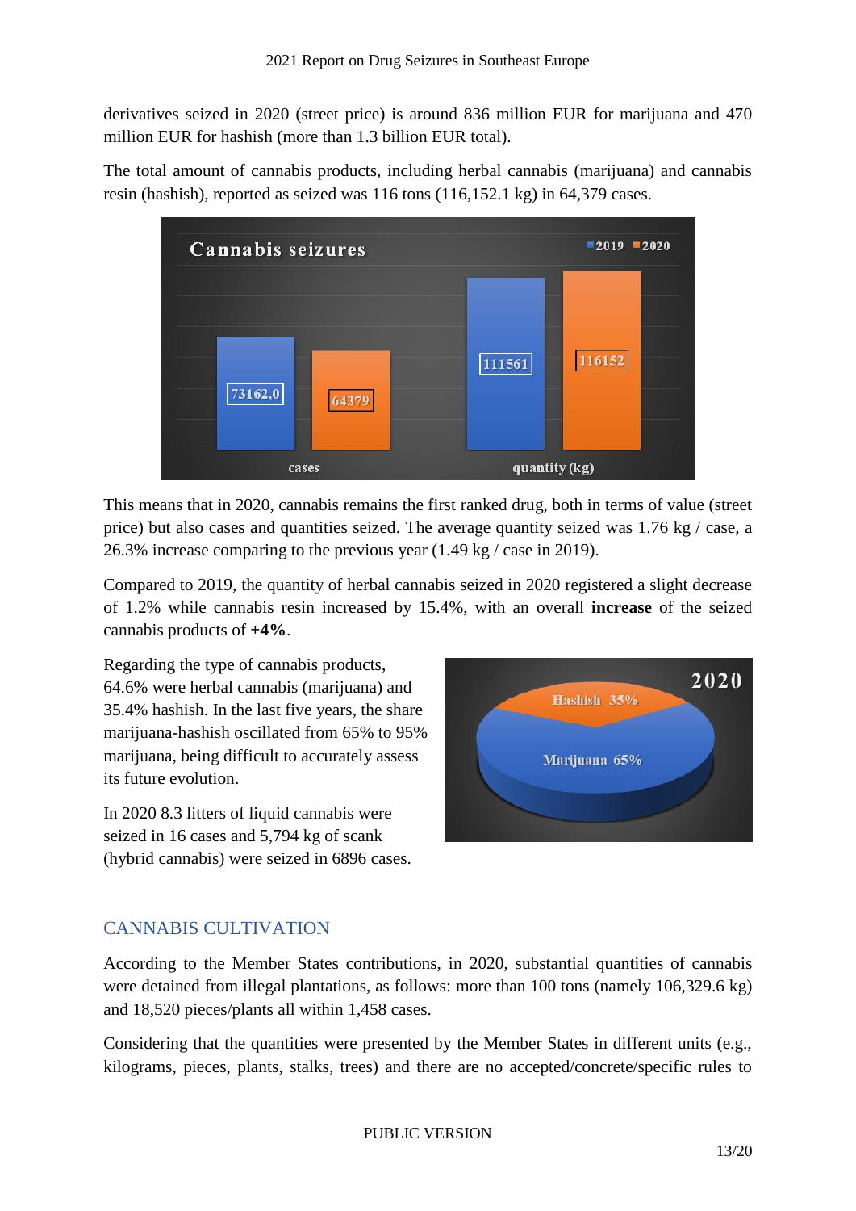derivatives seized in 2020 (street price) is around 836 million EUR for marijuana and 470 million EUR for hashish (more than 1.3 billion EUR total).

The total amount of cannabis products, including herbal cannabis (marijuana) and cannabis resin (hashish), reported as seized was 116 tons (116,152.1 kg) in 64,379 cases.

This means that in 2020, cannabis remains the first ranked drug, both in terms of value (street price) but also cases and quantities seized. The average quantity seized was 1.76 kg / case, a 26.3% increase comparing to the previous year (1.49 kg / case in 2019).

Compared to 2019, the quantity of herbal cannabis seized in 2020 registered a slight decrease of 1.2% while cannabis resin increased by 15.4%, with an overall **increase** of the seized cannabis products of **+4%**.

Regarding the type of cannabis products, 64.6% were herbal cannabis (marijuana) and 35.4% hashish. In the last five years, the share marijuana-hashish oscillated from 65% to 95% marijuana, being difficult to accurately assess its future evolution.

In 2020 8.3 litters of liquid cannabis were seized in 16 cases and 5,794 kg of scank (hybrid cannabis) were seized in 6896 cases.

## CANNABIS CULTIVATION

According to the Member States contributions, in 2020, substantial quantities of cannabis were detained from illegal plantations, as follows: more than 100 tons (namely 106,329.6 kg) and 18,520 pieces/plants all within 1,458 cases.

Considering that the quantities were presented by the Member States in different units (e.g., kilograms, pieces, plants, stalks, trees) and there are no accepted/concrete/specific rules to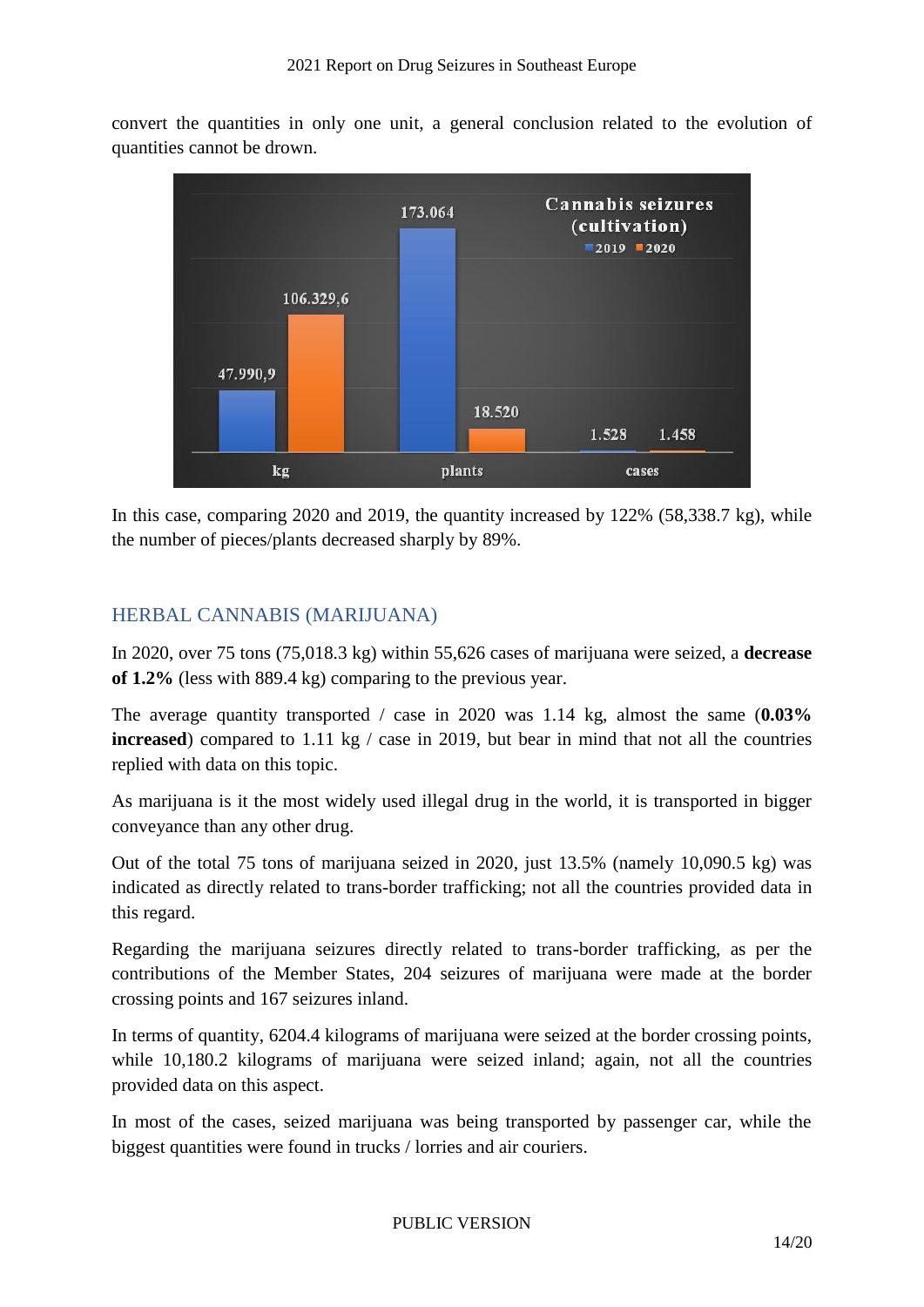convert the quantities in only one unit, a general conclusion related to the evolution of quantities cannot be drown.

In this case, comparing 2020 and 2019, the quantity increased by 122% (58,338.7 kg), while the number of pieces/plants decreased sharply by 89%.

## HERBAL CANNABIS (MARIJUANA)

In 2020, over 75 tons (75,018.3 kg) within 55,626 cases of marijuana were seized, a **decrease of 1.2%** (less with 889.4 kg) comparing to the previous year.

The average quantity transported / case in 2020 was 1.14 kg, almost the same (**0.03% increased**) compared to 1.11 kg / case in 2019, but bear in mind that not all the countries replied with data on this topic.

As marijuana is it the most widely used illegal drug in the world, it is transported in bigger conveyance than any other drug.

Out of the total 75 tons of marijuana seized in 2020, just 13.5% (namely 10,090.5 kg) was indicated as directly related to trans-border trafficking; not all the countries provided data in this regard.

Regarding the marijuana seizures directly related to trans-border trafficking, as per the contributions of the Member States, 204 seizures of marijuana were made at the border crossing points and 167 seizures inland.

In terms of quantity, 6204.4 kilograms of marijuana were seized at the border crossing points, while 10,180.2 kilograms of marijuana were seized inland; again, not all the countries provided data on this aspect.

In most of the cases, seized marijuana was being transported by passenger car, while the biggest quantities were found in trucks / lorries and air couriers.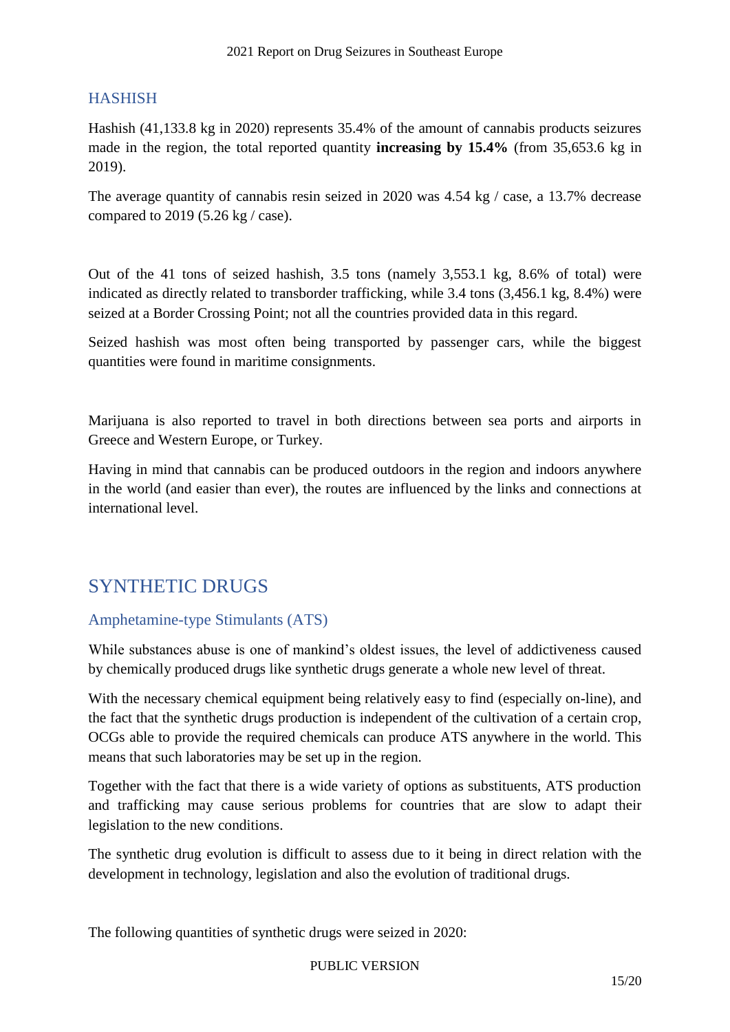## HASHISH

Hashish (41,133.8 kg in 2020) represents 35.4% of the amount of cannabis products seizures made in the region, the total reported quantity **increasing by 15.4%** (from 35,653.6 kg in 2019).

The average quantity of cannabis resin seized in 2020 was 4.54 kg / case, a 13.7% decrease compared to 2019 (5.26 kg / case).

Out of the 41 tons of seized hashish, 3.5 tons (namely 3,553.1 kg, 8.6% of total) were indicated as directly related to transborder trafficking, while 3.4 tons (3,456.1 kg, 8.4%) were seized at a Border Crossing Point; not all the countries provided data in this regard.

Seized hashish was most often being transported by passenger cars, while the biggest quantities were found in maritime consignments.

Marijuana is also reported to travel in both directions between sea ports and airports in Greece and Western Europe, or Turkey.

Having in mind that cannabis can be produced outdoors in the region and indoors anywhere in the world (and easier than ever), the routes are influenced by the links and connections at international level.

# SYNTHETIC DRUGS

## Amphetamine-type Stimulants (ATS)

While substances abuse is one of mankind's oldest issues, the level of addictiveness caused by chemically produced drugs like synthetic drugs generate a whole new level of threat.

With the necessary chemical equipment being relatively easy to find (especially on-line), and the fact that the synthetic drugs production is independent of the cultivation of a certain crop, OCGs able to provide the required chemicals can produce ATS anywhere in the world. This means that such laboratories may be set up in the region.

Together with the fact that there is a wide variety of options as substituents, ATS production and trafficking may cause serious problems for countries that are slow to adapt their legislation to the new conditions.

The synthetic drug evolution is difficult to assess due to it being in direct relation with the development in technology, legislation and also the evolution of traditional drugs.

The following quantities of synthetic drugs were seized in 2020: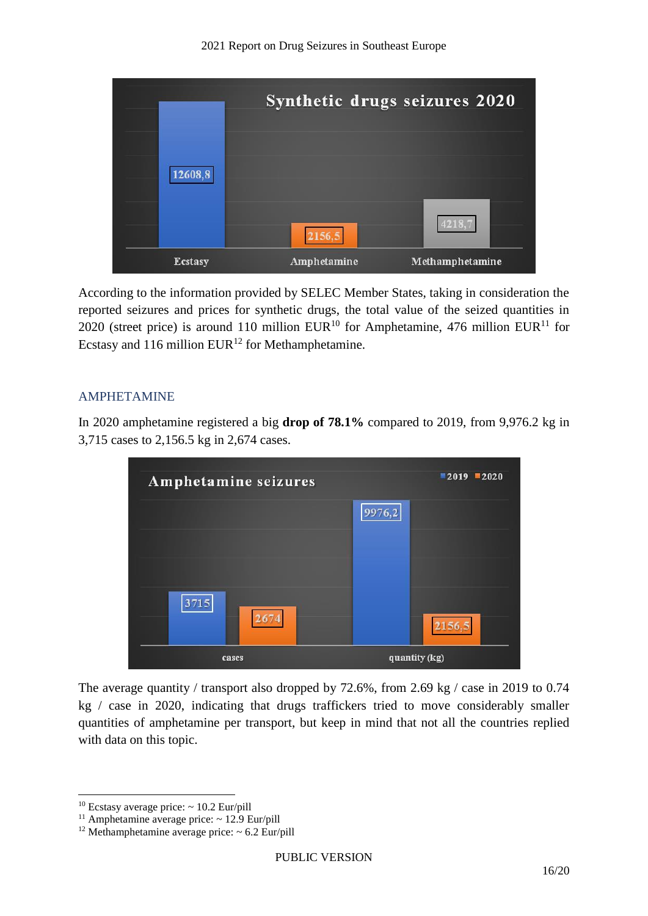According to the information provided by SELEC Member States, taking in consideration the reported seizures and prices for synthetic drugs, the total value of the seized quantities in 2020 (street price) is around 110 million EUR[10] for Amphetamine, 476 million EUR[11] for Ecstasy and 116 million EUR[12] for Methamphetamine.

## AMPHETAMINE

In 2020 amphetamine registered a big **drop of 78.1%** compared to 2019, from 9,976.2 kg in 3,715 cases to 2,156.5 kg in 2,674 cases.

The average quantity / transport also dropped by 72.6%, from 2.69 kg / case in 2019 to 0.74 kg / case in 2020, indicating that drugs traffickers tried to move considerably smaller quantities of amphetamine per transport, but keep in mind that not all the countries replied with data on this topic.

---

[10] Ecstasy average price: ~ 10.2 Eur/pill

[11] Amphetamine average price: ~ 12.9 Eur/pill

[12] Methamphetamine average price: ~ 6.2 Eur/pill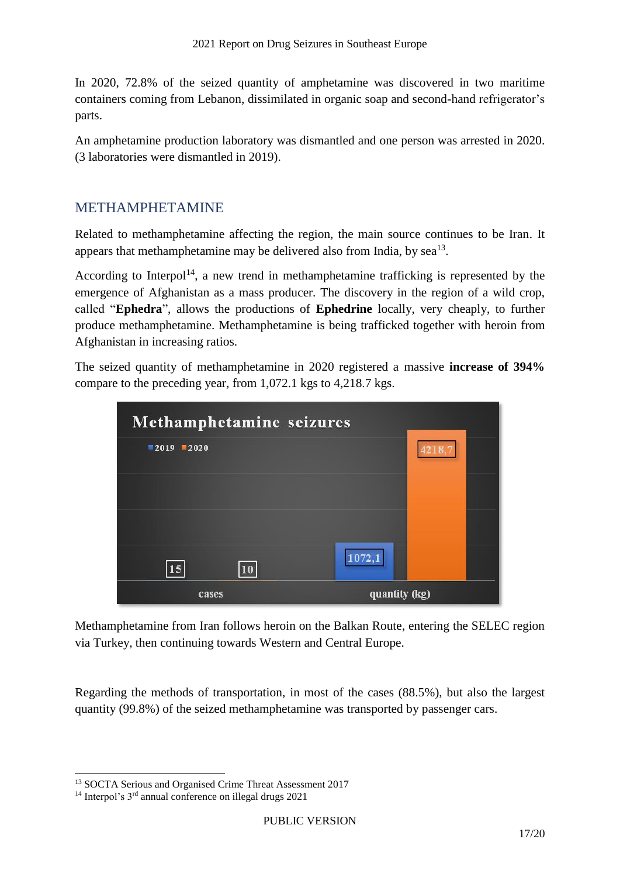In 2020, 72.8% of the seized quantity of amphetamine was discovered in two maritime containers coming from Lebanon, dissimilated in organic soap and second-hand refrigerator's parts.

An amphetamine production laboratory was dismantled and one person was arrested in 2020. (3 laboratories were dismantled in 2019).

## METHAMPHETAMINE

Related to methamphetamine affecting the region, the main source continues to be Iran. It appears that methamphetamine may be delivered also from India, by sea[13].

According to Interpol[14], a new trend in methamphetamine trafficking is represented by the emergence of Afghanistan as a mass producer. The discovery in the region of a wild crop, called "**Ephedra**", allows the productions of **Ephedrine** locally, very cheaply, to further produce methamphetamine. Methamphetamine is being trafficked together with heroin from Afghanistan in increasing ratios.

The seized quantity of methamphetamine in 2020 registered a massive **increase of 394%** compare to the preceding year, from 1,072.1 kgs to 4,218.7 kgs.

**Methamphetamine seizures**

| | 2019 | 2020 |
|---|---|---|
| cases | 15 | 10 |
| quantity (kg) | 1072,1 | 4218,7 |

Methamphetamine from Iran follows heroin on the Balkan Route, entering the SELEC region via Turkey, then continuing towards Western and Central Europe.

Regarding the methods of transportation, in most of the cases (88.5%), but also the largest quantity (99.8%) of the seized methamphetamine was transported by passenger cars.

[13] SOCTA Serious and Organised Crime Threat Assessment 2017

[14] Interpol's 3rd annual conference on illegal drugs 2021

PUBLIC VERSION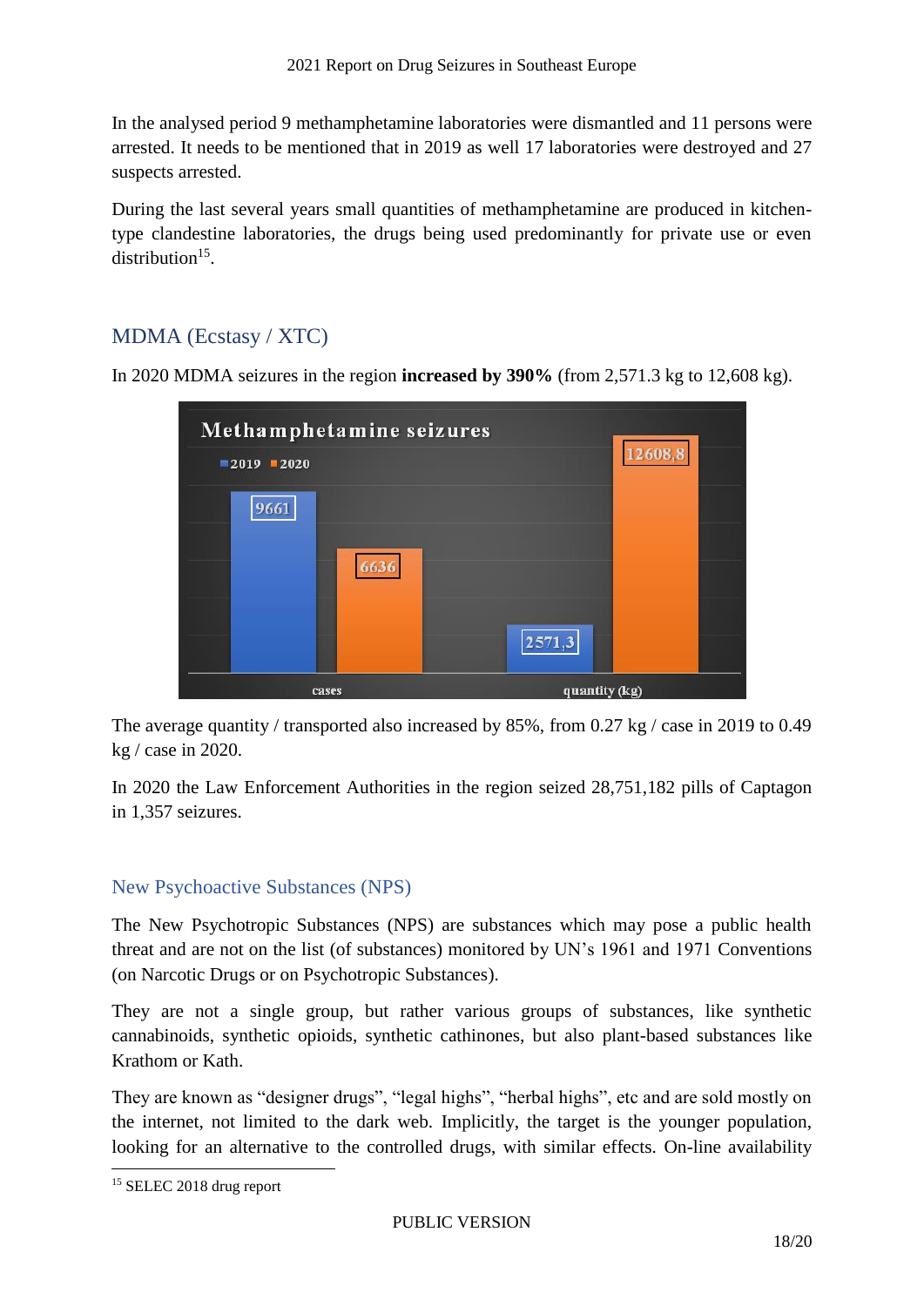In the analysed period 9 methamphetamine laboratories were dismantled and 11 persons were arrested. It needs to be mentioned that in 2019 as well 17 laboratories were destroyed and 27 suspects arrested.

During the last several years small quantities of methamphetamine are produced in kitchen-type clandestine laboratories, the drugs being used predominantly for private use or even distribution[15].

## MDMA (Ecstasy / XTC)

In 2020 MDMA seizures in the region **increased by 390%** (from 2,571.3 kg to 12,608 kg).

**Methamphetamine seizures**

| | 2019 | 2020 |
|---|---|---|
| cases | 9661 | 6636 |
| quantity (kg) | 2571,3 | 12608,8 |

The average quantity / transported also increased by 85%, from 0.27 kg / case in 2019 to 0.49 kg / case in 2020.

In 2020 the Law Enforcement Authorities in the region seized 28,751,182 pills of Captagon in 1,357 seizures.

## New Psychoactive Substances (NPS)

The New Psychotropic Substances (NPS) are substances which may pose a public health threat and are not on the list (of substances) monitored by UN's 1961 and 1971 Conventions (on Narcotic Drugs or on Psychotropic Substances).

They are not a single group, but rather various groups of substances, like synthetic cannabinoids, synthetic opioids, synthetic cathinones, but also plant-based substances like Krathom or Kath.

They are known as "designer drugs", "legal highs", "herbal highs", etc and are sold mostly on the internet, not limited to the dark web. Implicitly, the target is the younger population, looking for an alternative to the controlled drugs, with similar effects. On-line availability

[15] SELEC 2018 drug report

PUBLIC VERSION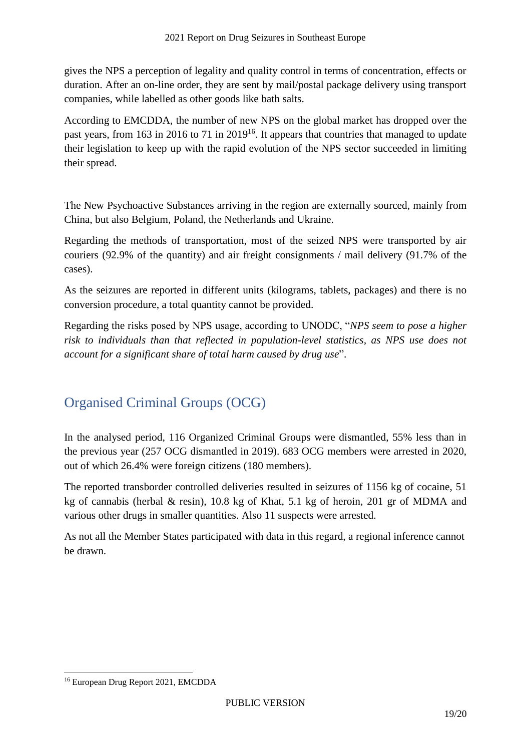gives the NPS a perception of legality and quality control in terms of concentration, effects or duration. After an on-line order, they are sent by mail/postal package delivery using transport companies, while labelled as other goods like bath salts.

According to EMCDDA, the number of new NPS on the global market has dropped over the past years, from 163 in 2016 to 71 in 2019[16]. It appears that countries that managed to update their legislation to keep up with the rapid evolution of the NPS sector succeeded in limiting their spread.

The New Psychoactive Substances arriving in the region are externally sourced, mainly from China, but also Belgium, Poland, the Netherlands and Ukraine.

Regarding the methods of transportation, most of the seized NPS were transported by air couriers (92.9% of the quantity) and air freight consignments / mail delivery (91.7% of the cases).

As the seizures are reported in different units (kilograms, tablets, packages) and there is no conversion procedure, a total quantity cannot be provided.

Regarding the risks posed by NPS usage, according to UNODC, "*NPS seem to pose a higher risk to individuals than that reflected in population-level statistics, as NPS use does not account for a significant share of total harm caused by drug use*".

## Organised Criminal Groups (OCG)

In the analysed period, 116 Organized Criminal Groups were dismantled, 55% less than in the previous year (257 OCG dismantled in 2019). 683 OCG members were arrested in 2020, out of which 26.4% were foreign citizens (180 members).

The reported transborder controlled deliveries resulted in seizures of 1156 kg of cocaine, 51 kg of cannabis (herbal & resin), 10.8 kg of Khat, 5.1 kg of heroin, 201 gr of MDMA and various other drugs in smaller quantities. Also 11 suspects were arrested.

As not all the Member States participated with data in this regard, a regional inference cannot be drawn.

[16] European Drug Report 2021, EMCDDA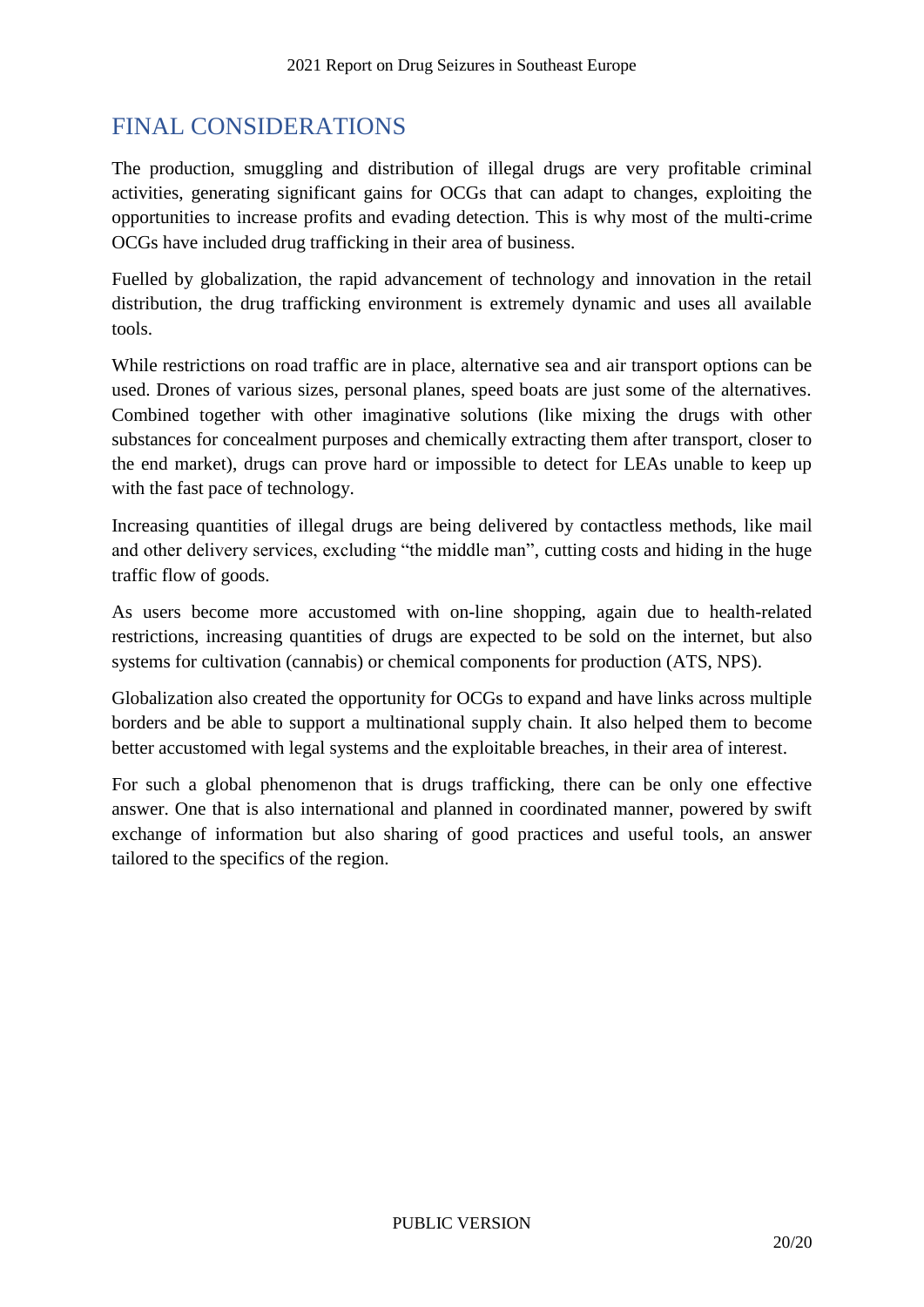# FINAL CONSIDERATIONS

The production, smuggling and distribution of illegal drugs are very profitable criminal activities, generating significant gains for OCGs that can adapt to changes, exploiting the opportunities to increase profits and evading detection. This is why most of the multi-crime OCGs have included drug trafficking in their area of business.

Fuelled by globalization, the rapid advancement of technology and innovation in the retail distribution, the drug trafficking environment is extremely dynamic and uses all available tools.

While restrictions on road traffic are in place, alternative sea and air transport options can be used. Drones of various sizes, personal planes, speed boats are just some of the alternatives. Combined together with other imaginative solutions (like mixing the drugs with other substances for concealment purposes and chemically extracting them after transport, closer to the end market), drugs can prove hard or impossible to detect for LEAs unable to keep up with the fast pace of technology.

Increasing quantities of illegal drugs are being delivered by contactless methods, like mail and other delivery services, excluding "the middle man", cutting costs and hiding in the huge traffic flow of goods.

As users become more accustomed with on-line shopping, again due to health-related restrictions, increasing quantities of drugs are expected to be sold on the internet, but also systems for cultivation (cannabis) or chemical components for production (ATS, NPS).

Globalization also created the opportunity for OCGs to expand and have links across multiple borders and be able to support a multinational supply chain. It also helped them to become better accustomed with legal systems and the exploitable breaches, in their area of interest.

For such a global phenomenon that is drugs trafficking, there can be only one effective answer. One that is also international and planned in coordinated manner, powered by swift exchange of information but also sharing of good practices and useful tools, an answer tailored to the specifics of the region.